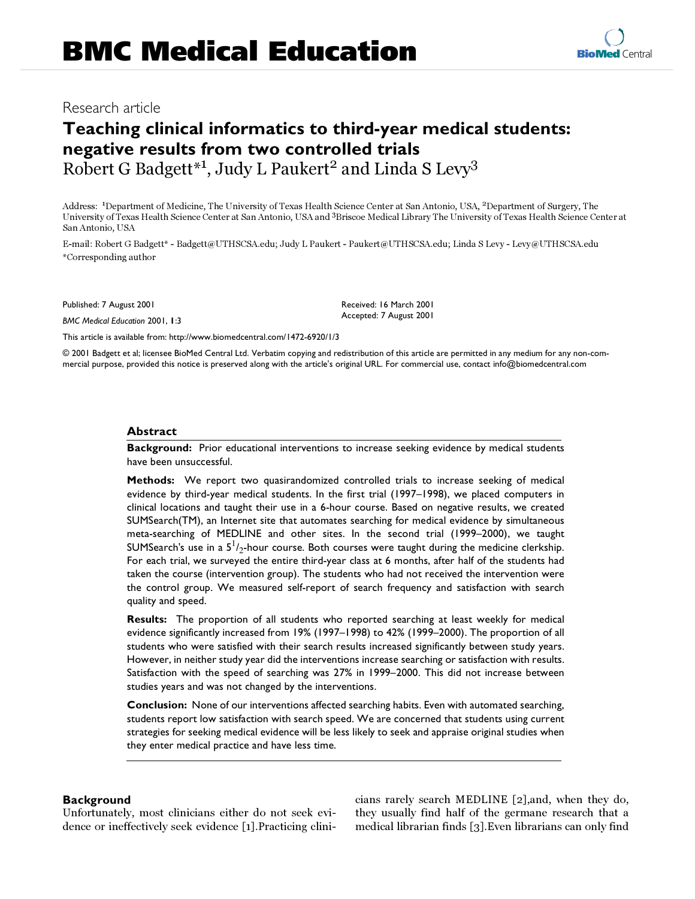# BMC Medical Education

Research article

## Teaching clinical informatics to third-year medical students: negative results from two controlled trials

Robert G Badgett*[1], Judy L Paukert[2] and Linda S Levy[3]

Address: [1]Department of Medicine, The University of Texas Health Science Center at San Antonio, USA, [2]Department of Surgery, The University of Texas Health Science Center at San Antonio, USA and [3]Briscoe Medical Library The University of Texas Health Science Center at San Antonio, USA

E-mail: Robert G Badgett* - Badgett@UTHSCSA.edu; Judy L Paukert - Paukert@UTHSCSA.edu; Linda S Levy - Levy@UTHSCSA.edu
*Corresponding author

Published: 7 August 2001

*BMC Medical Education* 2001, **1**:3

Received: 16 March 2001
Accepted: 7 August 2001

This article is available from: http://www.biomedcentral.com/1472-6920/1/3

© 2001 Badgett et al; licensee BioMed Central Ltd. Verbatim copying and redistribution of this article are permitted in any medium for any non-commercial purpose, provided this notice is preserved along with the article's original URL. For commercial use, contact info@biomedcentral.com

### Abstract

**Background:** Prior educational interventions to increase seeking evidence by medical students have been unsuccessful.

**Methods:** We report two quasirandomized controlled trials to increase seeking of medical evidence by third-year medical students. In the first trial (1997–1998), we placed computers in clinical locations and taught their use in a 6-hour course. Based on negative results, we created SUMSearch(TM), an Internet site that automates searching for medical evidence by simultaneous meta-searching of MEDLINE and other sites. In the second trial (1999–2000), we taught SUMSearch's use in a $5^1/_2$-hour course. Both courses were taught during the medicine clerkship. For each trial, we surveyed the entire third-year class at 6 months, after half of the students had taken the course (intervention group). The students who had not received the intervention were the control group. We measured self-report of search frequency and satisfaction with search quality and speed.

**Results:** The proportion of all students who reported searching at least weekly for medical evidence significantly increased from 19% (1997–1998) to 42% (1999–2000). The proportion of all students who were satisfied with their search results increased significantly between study years. However, in neither study year did the interventions increase searching or satisfaction with results. Satisfaction with the speed of searching was 27% in 1999–2000. This did not increase between studies years and was not changed by the interventions.

**Conclusion:** None of our interventions affected searching habits. Even with automated searching, students report low satisfaction with search speed. We are concerned that students using current strategies for seeking medical evidence will be less likely to seek and appraise original studies when they enter medical practice and have less time.

### Background

Unfortunately, most clinicians either do not seek evidence or ineffectively seek evidence [1].Practicing clinicians rarely search MEDLINE [2],and, when they do, they usually find half of the germane research that a medical librarian finds [3].Even librarians can only find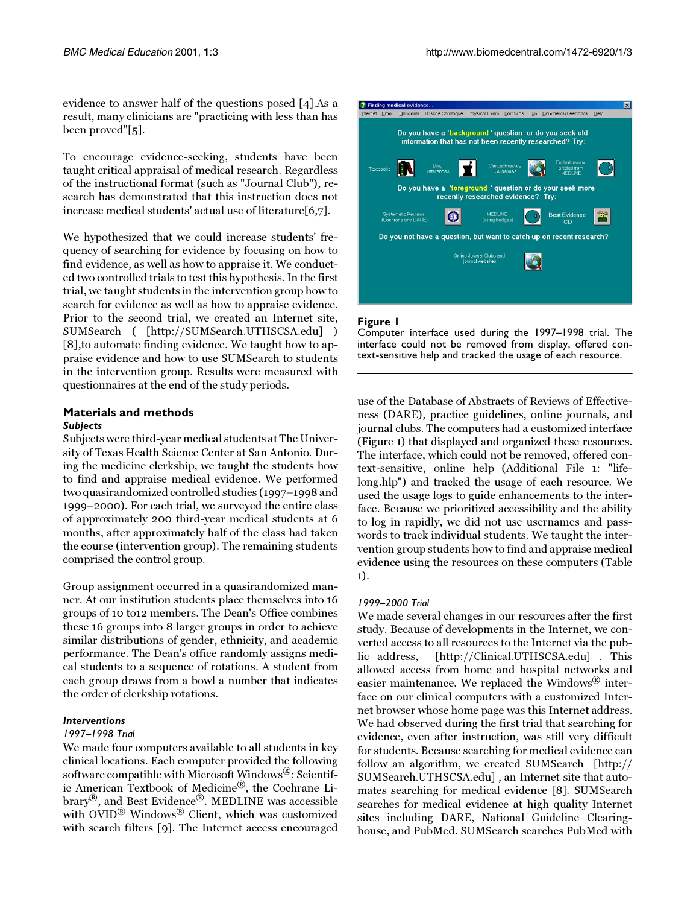evidence to answer half of the questions posed [4].As a result, many clinicians are "practicing with less than has been proved"[5].

To encourage evidence-seeking, students have been taught critical appraisal of medical research. Regardless of the instructional format (such as "Journal Club"), research has demonstrated that this instruction does not increase medical students' actual use of literature[6,7].

We hypothesized that we could increase students' frequency of searching for evidence by focusing on how to find evidence, as well as how to appraise it. We conducted two controlled trials to test this hypothesis. In the first trial, we taught students in the intervention group how to search for evidence as well as how to appraise evidence. Prior to the second trial, we created an Internet site, SUMSearch ( [http://SUMSearch.UTHSCSA.edu] ) [8],to automate finding evidence. We taught how to appraise evidence and how to use SUMSearch to students in the intervention group. Results were measured with questionnaires at the end of the study periods.

## Materials and methods

### Subjects

Subjects were third-year medical students at The University of Texas Health Science Center at San Antonio. During the medicine clerkship, we taught the students how to find and appraise medical evidence. We performed two quasirandomized controlled studies (1997–1998 and 1999–2000). For each trial, we surveyed the entire class of approximately 200 third-year medical students at 6 months, after approximately half of the class had taken the course (intervention group). The remaining students comprised the control group.

Group assignment occurred in a quasirandomized manner. At our institution students place themselves into 16 groups of 10 to12 members. The Dean's Office combines these 16 groups into 8 larger groups in order to achieve similar distributions of gender, ethnicity, and academic performance. The Dean's office randomly assigns medical students to a sequence of rotations. A student from each group draws from a bowl a number that indicates the order of clerkship rotations.

### Interventions

*1997–1998 Trial*

We made four computers available to all students in key clinical locations. Each computer provided the following software compatible with Microsoft Windows®: Scientific American Textbook of Medicine®, the Cochrane Library®, and Best Evidence®. MEDLINE was accessible with OVID® Windows® Client, which was customized with search filters [9]. The Internet access encouraged

Finding medical evidence...

Internet Email Handouts Briscoe Catalogue Physical Exam Formulas Fun Comments/Feedback Help

Do you have a 'background' question or do you seek old information that has not been recently researched? Try:

Textbooks Drug references Clinical Practice Guidelines Fulltext review articles from MEDLINE

Do you have a 'foreground' question or do your seek more recently researched evidence? Try:

Systematic Reviews (Cochrane and DARE) MEDLINE (using hedges) Best Evidence CD

Do you not have a question, but want to catch up on recent research?

Online Journal Clubs and journal websites

**Figure 1**
Computer interface used during the 1997–1998 trial. The interface could not be removed from display, offered context-sensitive help and tracked the usage of each resource.

use of the Database of Abstracts of Reviews of Effectiveness (DARE), practice guidelines, online journals, and journal clubs. The computers had a customized interface (Figure 1) that displayed and organized these resources. The interface, which could not be removed, offered context-sensitive, online help (Additional File 1: "lifelong.hlp") and tracked the usage of each resource. We used the usage logs to guide enhancements to the interface. Because we prioritized accessibility and the ability to log in rapidly, we did not use usernames and passwords to track individual students. We taught the intervention group students how to find and appraise medical evidence using the resources on these computers (Table 1).

*1999–2000 Trial*

We made several changes in our resources after the first study. Because of developments in the Internet, we converted access to all resources to the Internet via the public address, [http://Clinical.UTHSCSA.edu] . This allowed access from home and hospital networks and easier maintenance. We replaced the Windows® interface on our clinical computers with a customized Internet browser whose home page was this Internet address. We had observed during the first trial that searching for evidence, even after instruction, was still very difficult for students. Because searching for medical evidence can follow an algorithm, we created SUMSearch [http://SUMSearch.UTHSCSA.edu] , an Internet site that automates searching for medical evidence [8]. SUMSearch searches for medical evidence at high quality Internet sites including DARE, National Guideline Clearinghouse, and PubMed. SUMSearch searches PubMed with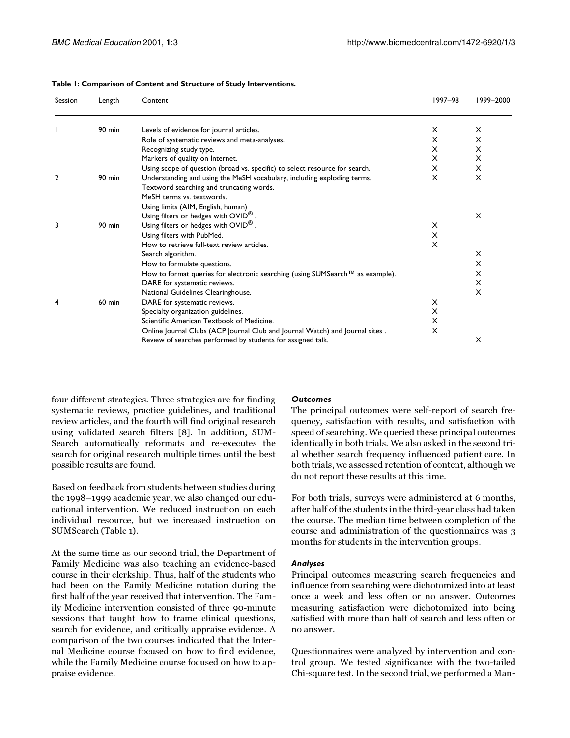**Table 1: Comparison of Content and Structure of Study Interventions.**

| Session | Length | Content | 1997–98 | 1999–2000 |
| --- | --- | --- | --- | --- |
| 1 | 90 min | Levels of evidence for journal articles. | X | X |
| | | Role of systematic reviews and meta-analyses. | X | X |
| | | Recognizing study type. | X | X |
| | | Markers of quality on Internet. | X | X |
| | | Using scope of question (broad vs. specific) to select resource for search. | X | X |
| 2 | 90 min | Understanding and using the MeSH vocabulary, including exploding terms. | X | X |
| | | Textword searching and truncating words. | | |
| | | MeSH terms vs. textwords. | | |
| | | Using limits (AIM, English, human) | | |
| | | Using filters or hedges with OVID®. | | X |
| 3 | 90 min | Using filters or hedges with OVID®. | X | |
| | | Using filters with PubMed. | X | |
| | | How to retrieve full-text review articles. | X | |
| | | Search algorithm. | | X |
| | | How to formulate questions. | | X |
| | | How to format queries for electronic searching (using SUMSearch™ as example). | | X |
| | | DARE for systematic reviews. | | X |
| | | National Guidelines Clearinghouse. | | X |
| 4 | 60 min | DARE for systematic reviews. | X | |
| | | Specialty organization guidelines. | X | |
| | | Scientific American Textbook of Medicine. | X | |
| | | Online Journal Clubs (ACP Journal Club and Journal Watch) and Journal sites . | X | |
| | | Review of searches performed by students for assigned talk. | | X |

four different strategies. Three strategies are for finding systematic reviews, practice guidelines, and traditional review articles, and the fourth will find original research using validated search filters [8]. In addition, SUMSearch automatically reformats and re-executes the search for original research multiple times until the best possible results are found.

Based on feedback from students between studies during the 1998–1999 academic year, we also changed our educational intervention. We reduced instruction on each individual resource, but we increased instruction on SUMSearch (Table 1).

At the same time as our second trial, the Department of Family Medicine was also teaching an evidence-based course in their clerkship. Thus, half of the students who had been on the Family Medicine rotation during the first half of the year received that intervention. The Family Medicine intervention consisted of three 90-minute sessions that taught how to frame clinical questions, search for evidence, and critically appraise evidence. A comparison of the two courses indicated that the Internal Medicine course focused on how to find evidence, while the Family Medicine course focused on how to appraise evidence.

### *Outcomes*

The principal outcomes were self-report of search frequency, satisfaction with results, and satisfaction with speed of searching. We queried these principal outcomes identically in both trials. We also asked in the second trial whether search frequency influenced patient care. In both trials, we assessed retention of content, although we do not report these results at this time.

For both trials, surveys were administered at 6 months, after half of the students in the third-year class had taken the course. The median time between completion of the course and administration of the questionnaires was 3 months for students in the intervention groups.

### *Analyses*

Principal outcomes measuring search frequencies and influence from searching were dichotomized into at least once a week and less often or no answer. Outcomes measuring satisfaction were dichotomized into being satisfied with more than half of search and less often or no answer.

Questionnaires were analyzed by intervention and control group. We tested significance with the two-tailed Chi-square test. In the second trial, we performed a Man-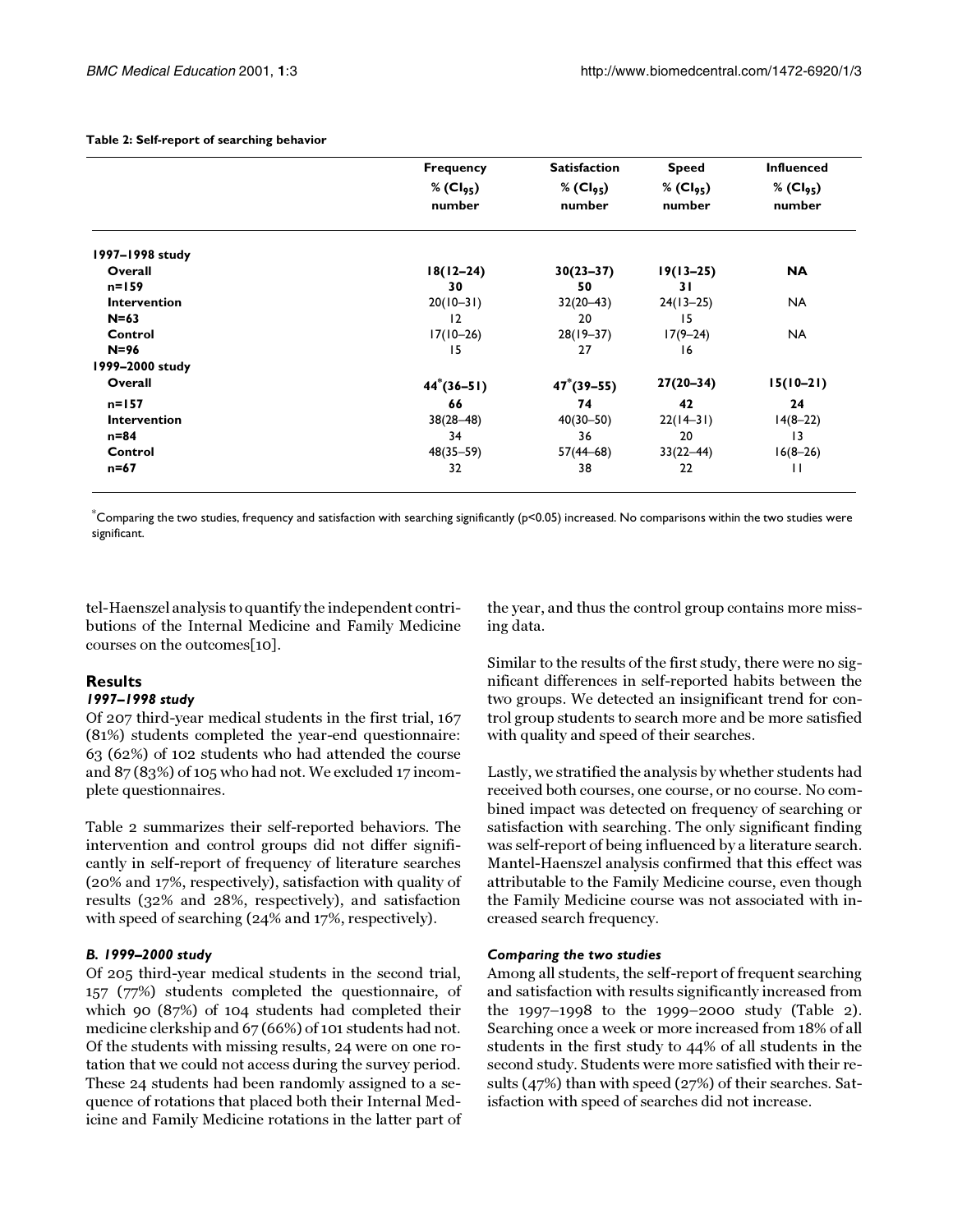**Table 2: Self-report of searching behavior**

| | Frequency % ($CI_{95}$) number | Satisfaction % ($CI_{95}$) number | Speed % ($CI_{95}$) number | Influenced % ($CI_{95}$) number |
|---|---|---|---|---|
| **1997–1998 study** | | | | |
| **Overall** | **18(12–24)** | **30(23–37)** | **19(13–25)** | **NA** |
| **n=159** | **30** | **50** | **31** | |
| **Intervention** | 20(10–31) | 32(20–43) | 24(13–25) | NA |
| **N=63** | 12 | 20 | 15 | |
| **Control** | 17(10–26) | 28(19–37) | 17(9–24) | NA |
| **N=96** | 15 | 27 | 16 | |
| **1999–2000 study** | | | | |
| **Overall** | **44*(36–51)** | **47*(39–55)** | **27(20–34)** | **15(10–21)** |
| **n=157** | **66** | **74** | **42** | **24** |
| **Intervention** | 38(28–48) | 40(30–50) | 22(14–31) | 14(8–22) |
| **n=84** | 34 | 36 | 20 | 13 |
| **Control** | 48(35–59) | 57(44–68) | 33(22–44) | 16(8–26) |
| **n=67** | 32 | 38 | 22 | 11 |

*Comparing the two studies, frequency and satisfaction with searching significantly ($p<0.05$) increased. No comparisons within the two studies were significant.

tel-Haenszel analysis to quantify the independent contributions of the Internal Medicine and Family Medicine courses on the outcomes[10].

## Results

### *1997–1998 study*

Of 207 third-year medical students in the first trial, 167 (81%) students completed the year-end questionnaire: 63 (62%) of 102 students who had attended the course and 87 (83%) of 105 who had not. We excluded 17 incomplete questionnaires.

Table 2 summarizes their self-reported behaviors. The intervention and control groups did not differ significantly in self-report of frequency of literature searches (20% and 17%, respectively), satisfaction with quality of results (32% and 28%, respectively), and satisfaction with speed of searching (24% and 17%, respectively).

### *B. 1999–2000 study*

Of 205 third-year medical students in the second trial, 157 (77%) students completed the questionnaire, of which 90 (87%) of 104 students had completed their medicine clerkship and 67 (66%) of 101 students had not. Of the students with missing results, 24 were on one rotation that we could not access during the survey period. These 24 students had been randomly assigned to a sequence of rotations that placed both their Internal Medicine and Family Medicine rotations in the latter part of the year, and thus the control group contains more missing data.

Similar to the results of the first study, there were no significant differences in self-reported habits between the two groups. We detected an insignificant trend for control group students to search more and be more satisfied with quality and speed of their searches.

Lastly, we stratified the analysis by whether students had received both courses, one course, or no course. No combined impact was detected on frequency of searching or satisfaction with searching. The only significant finding was self-report of being influenced by a literature search. Mantel-Haenszel analysis confirmed that this effect was attributable to the Family Medicine course, even though the Family Medicine course was not associated with increased search frequency.

### *Comparing the two studies*

Among all students, the self-report of frequent searching and satisfaction with results significantly increased from the 1997–1998 to the 1999–2000 study (Table 2). Searching once a week or more increased from 18% of all students in the first study to 44% of all students in the second study. Students were more satisfied with their results (47%) than with speed (27%) of their searches. Satisfaction with speed of searches did not increase.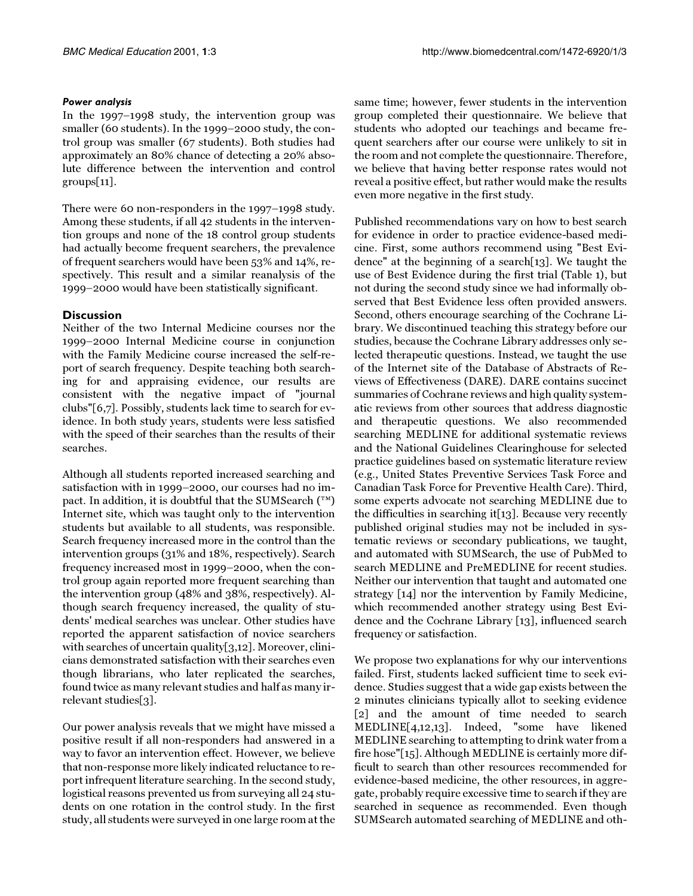#### *Power analysis*

In the 1997–1998 study, the intervention group was smaller (60 students). In the 1999–2000 study, the control group was smaller (67 students). Both studies had approximately an 80% chance of detecting a 20% absolute difference between the intervention and control groups[11].

There were 60 non-responders in the 1997–1998 study. Among these students, if all 42 students in the intervention groups and none of the 18 control group students had actually become frequent searchers, the prevalence of frequent searchers would have been 53% and 14%, respectively. This result and a similar reanalysis of the 1999–2000 would have been statistically significant.

## Discussion

Neither of the two Internal Medicine courses nor the 1999–2000 Internal Medicine course in conjunction with the Family Medicine course increased the self-report of search frequency. Despite teaching both searching for and appraising evidence, our results are consistent with the negative impact of "journal clubs"[6,7]. Possibly, students lack time to search for evidence. In both study years, students were less satisfied with the speed of their searches than the results of their searches.

Although all students reported increased searching and satisfaction with in 1999–2000, our courses had no impact. In addition, it is doubtful that the SUMSearch (™) Internet site, which was taught only to the intervention students but available to all students, was responsible. Search frequency increased more in the control than the intervention groups (31% and 18%, respectively). Search frequency increased most in 1999–2000, when the control group again reported more frequent searching than the intervention group (48% and 38%, respectively). Although search frequency increased, the quality of students' medical searches was unclear. Other studies have reported the apparent satisfaction of novice searchers with searches of uncertain quality[3,12]. Moreover, clinicians demonstrated satisfaction with their searches even though librarians, who later replicated the searches, found twice as many relevant studies and half as many irrelevant studies[3].

Our power analysis reveals that we might have missed a positive result if all non-responders had answered in a way to favor an intervention effect. However, we believe that non-response more likely indicated reluctance to report infrequent literature searching. In the second study, logistical reasons prevented us from surveying all 24 students on one rotation in the control study. In the first study, all students were surveyed in one large room at the same time; however, fewer students in the intervention group completed their questionnaire. We believe that students who adopted our teachings and became frequent searchers after our course were unlikely to sit in the room and not complete the questionnaire. Therefore, we believe that having better response rates would not reveal a positive effect, but rather would make the results even more negative in the first study.

Published recommendations vary on how to best search for evidence in order to practice evidence-based medicine. First, some authors recommend using "Best Evidence" at the beginning of a search[13]. We taught the use of Best Evidence during the first trial (Table 1), but not during the second study since we had informally observed that Best Evidence less often provided answers. Second, others encourage searching of the Cochrane Library. We discontinued teaching this strategy before our studies, because the Cochrane Library addresses only selected therapeutic questions. Instead, we taught the use of the Internet site of the Database of Abstracts of Reviews of Effectiveness (DARE). DARE contains succinct summaries of Cochrane reviews and high quality systematic reviews from other sources that address diagnostic and therapeutic questions. We also recommended searching MEDLINE for additional systematic reviews and the National Guidelines Clearinghouse for selected practice guidelines based on systematic literature review (e.g., United States Preventive Services Task Force and Canadian Task Force for Preventive Health Care). Third, some experts advocate not searching MEDLINE due to the difficulties in searching it[13]. Because very recently published original studies may not be included in systematic reviews or secondary publications, we taught, and automated with SUMSearch, the use of PubMed to search MEDLINE and PreMEDLINE for recent studies. Neither our intervention that taught and automated one strategy [14] nor the intervention by Family Medicine, which recommended another strategy using Best Evidence and the Cochrane Library [13], influenced search frequency or satisfaction.

We propose two explanations for why our interventions failed. First, students lacked sufficient time to seek evidence. Studies suggest that a wide gap exists between the 2 minutes clinicians typically allot to seeking evidence [2] and the amount of time needed to search MEDLINE[4,12,13]. Indeed, "some have likened MEDLINE searching to attempting to drink water from a fire hose"[15]. Although MEDLINE is certainly more difficult to search than other resources recommended for evidence-based medicine, the other resources, in aggregate, probably require excessive time to search if they are searched in sequence as recommended. Even though SUMSearch automated searching of MEDLINE and oth-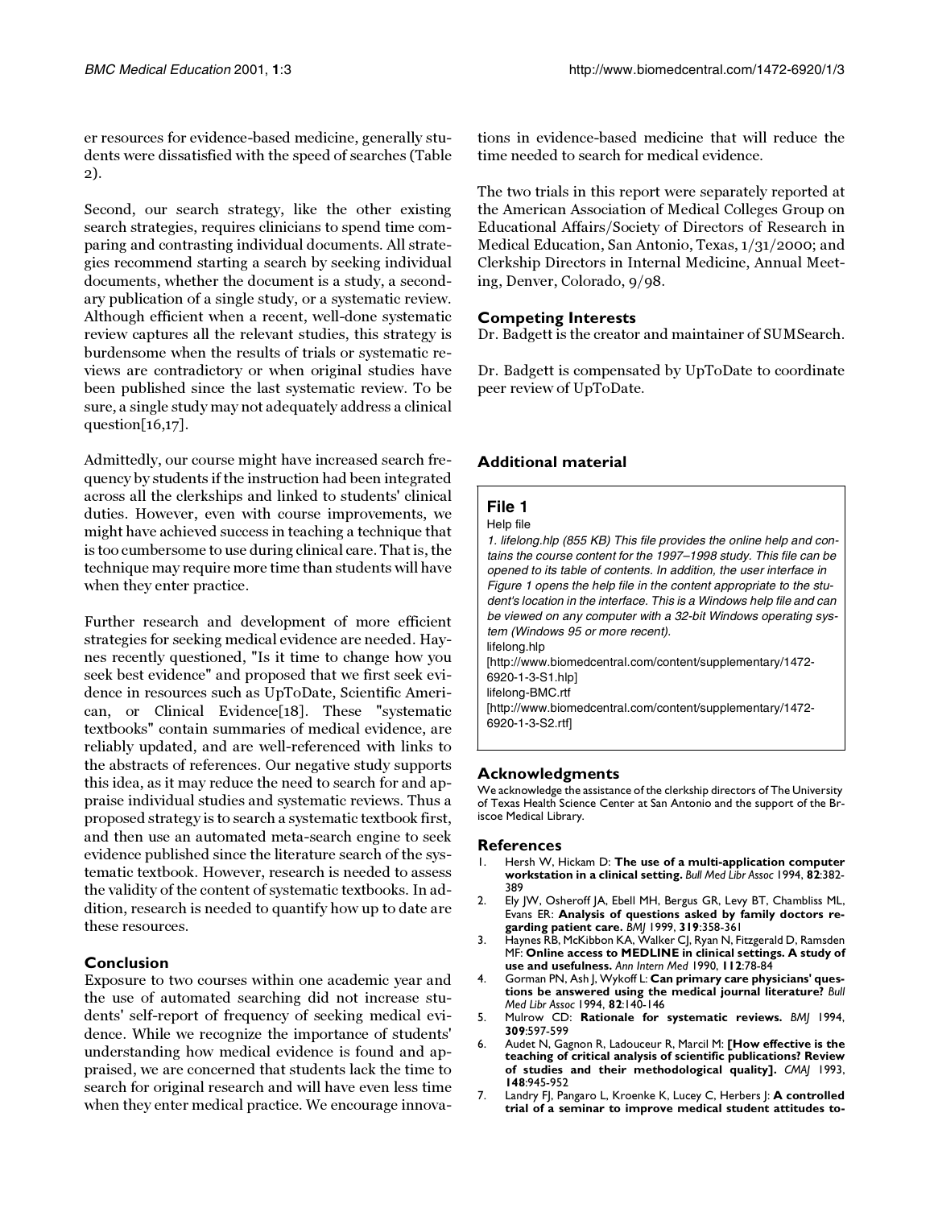er resources for evidence-based medicine, generally students were dissatisfied with the speed of searches (Table 2).

Second, our search strategy, like the other existing search strategies, requires clinicians to spend time comparing and contrasting individual documents. All strategies recommend starting a search by seeking individual documents, whether the document is a study, a secondary publication of a single study, or a systematic review. Although efficient when a recent, well-done systematic review captures all the relevant studies, this strategy is burdensome when the results of trials or systematic reviews are contradictory or when original studies have been published since the last systematic review. To be sure, a single study may not adequately address a clinical question[16,17].

Admittedly, our course might have increased search frequency by students if the instruction had been integrated across all the clerkships and linked to students' clinical duties. However, even with course improvements, we might have achieved success in teaching a technique that is too cumbersome to use during clinical care. That is, the technique may require more time than students will have when they enter practice.

Further research and development of more efficient strategies for seeking medical evidence are needed. Haynes recently questioned, "Is it time to change how you seek best evidence" and proposed that we first seek evidence in resources such as UpToDate, Scientific American, or Clinical Evidence[18]. These "systematic textbooks" contain summaries of medical evidence, are reliably updated, and are well-referenced with links to the abstracts of references. Our negative study supports this idea, as it may reduce the need to search for and appraise individual studies and systematic reviews. Thus a proposed strategy is to search a systematic textbook first, and then use an automated meta-search engine to seek evidence published since the literature search of the systematic textbook. However, research is needed to assess the validity of the content of systematic textbooks. In addition, research is needed to quantify how up to date are these resources.

## Conclusion

Exposure to two courses within one academic year and the use of automated searching did not increase students' self-report of frequency of seeking medical evidence. While we recognize the importance of students' understanding how medical evidence is found and appraised, we are concerned that students lack the time to search for original research and will have even less time when they enter medical practice. We encourage innovations in evidence-based medicine that will reduce the time needed to search for medical evidence.

The two trials in this report were separately reported at the American Association of Medical Colleges Group on Educational Affairs/Society of Directors of Research in Medical Education, San Antonio, Texas, 1/31/2000; and Clerkship Directors in Internal Medicine, Annual Meeting, Denver, Colorado, 9/98.

## Competing Interests

Dr. Badgett is the creator and maintainer of SUMSearch.

Dr. Badgett is compensated by UpToDate to coordinate peer review of UpToDate.

## Additional material

**File 1**

Help file

*1. lifelong.hlp (855 KB) This file provides the online help and contains the course content for the 1997–1998 study. This file can be opened to its table of contents. In addition, the user interface in Figure 1 opens the help file in the content appropriate to the student's location in the interface. This is a Windows help file and can be viewed on any computer with a 32-bit Windows operating system (Windows 95 or more recent).*

lifelong.hlp

[http://www.biomedcentral.com/content/supplementary/1472-6920-1-3-S1.hlp]

lifelong-BMC.rtf

[http://www.biomedcentral.com/content/supplementary/1472-6920-1-3-S2.rtf]

## Acknowledgments

We acknowledge the assistance of the clerkship directors of The University of Texas Health Science Center at San Antonio and the support of the Briscoe Medical Library.

## References

1. Hersh W, Hickam D: **The use of a multi-application computer workstation in a clinical setting.** *Bull Med Libr Assoc* 1994, **82**:382-389
2. Ely JW, Osheroff JA, Ebell MH, Bergus GR, Levy BT, Chambliss ML, Evans ER: **Analysis of questions asked by family doctors regarding patient care.** *BMJ* 1999, **319**:358-361
3. Haynes RB, McKibbon KA, Walker CJ, Ryan N, Fitzgerald D, Ramsden MF: **Online access to MEDLINE in clinical settings. A study of use and usefulness.** *Ann Intern Med* 1990, **112**:78-84
4. Gorman PN, Ash J, Wykoff L: **Can primary care physicians' questions be answered using the medical journal literature?** *Bull Med Libr Assoc* 1994, **82**:140-146
5. Mulrow CD: **Rationale for systematic reviews.** *BMJ* 1994, **309**:597-599
6. Audet N, Gagnon R, Ladouceur R, Marcil M: **[How effective is the teaching of critical analysis of scientific publications? Review of studies and their methodological quality].** *CMAJ* 1993, **148**:945-952
7. Landry FJ, Pangaro L, Kroenke K, Lucey C, Herbers J: **A controlled trial of a seminar to improve medical student attitudes to-**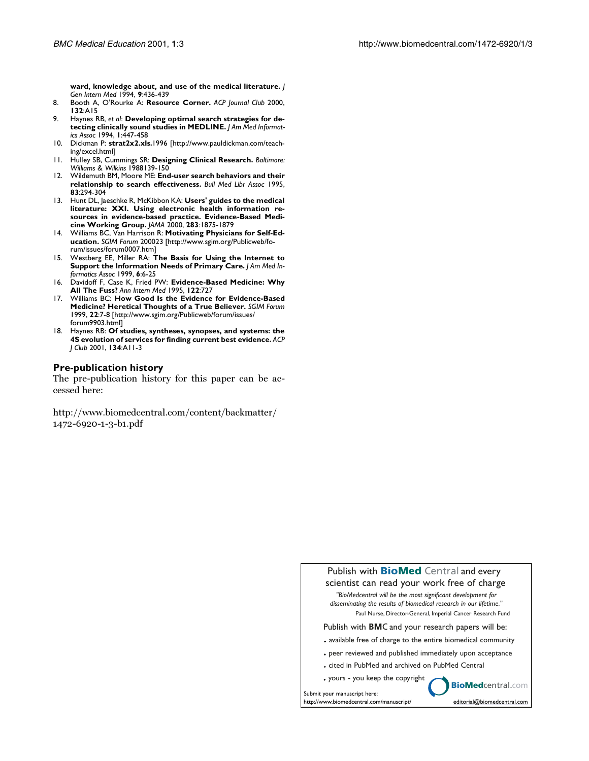**ward, knowledge about, and use of the medical literature.** *J Gen Intern Med* 1994, **9**:436-439

8. Booth A, O'Rourke A: **Resource Corner.** *ACP Journal Club* 2000, **132**:A15
9. Haynes RB, *et al*: **Developing optimal search strategies for detecting clinically sound studies in MEDLINE.** *J Am Med Informatics Assoc* 1994, **1**:447-458
10. Dickman P: **strat2x2.xls.** 1996 [http://www.pauldickman.com/teaching/excel.html]
11. Hulley SB, Cummings SR: **Designing Clinical Research.** *Baltimore: Williams & Wilkins* 1988139-150
12. Wildemuth BM, Moore ME: **End-user search behaviors and their relationship to search effectiveness.** *Bull Med Libr Assoc* 1995, **83**:294-304
13. Hunt DL, Jaeschke R, McKibbon KA: **Users' guides to the medical literature: XXI. Using electronic health information resources in evidence-based practice. Evidence-Based Medicine Working Group.** *JAMA* 2000, **283**:1875-1879
14. Williams BC, Van Harrison R: **Motivating Physicians for Self-Education.** *SGIM Forum* 200023 [http://www.sgim.org/Publicweb/forum/issues/forum0007.htm]
15. Westberg EE, Miller RA: **The Basis for Using the Internet to Support the Information Needs of Primary Care.** *J Am Med Informatics Assoc* 1999, **6**:6-25
16. Davidoff F, Case K, Fried PW: **Evidence-Based Medicine: Why All The Fuss?** *Ann Intern Med* 1995, **122**:727
17. Williams BC: **How Good Is the Evidence for Evidence-Based Medicine? Heretical Thoughts of a True Believer.** *SGIM Forum* 1999, **22**:7-8 [http://www.sgim.org/Publicweb/forum/issues/forum9903.html]
18. Haynes RB: **Of studies, syntheses, synopses, and systems: the 4S evolution of services for finding current best evidence.** *ACP J Club* 2001, **134**:A11-3

## Pre-publication history

The pre-publication history for this paper can be accessed here:

http://www.biomedcentral.com/content/backmatter/1472-6920-1-3-b1.pdf

Publish with **BioMed** Central and every scientist can read your work free of charge

*"BioMedcentral will be the most significant development for disseminating the results of biomedical research in our lifetime."*

Paul Nurse, Director-General, Imperial Cancer Research Fund

Publish with **BMC** and your research papers will be:

- available free of charge to the entire biomedical community
- peer reviewed and published immediately upon acceptance
- cited in PubMed and archived on PubMed Central
- yours - you keep the copyright

**BioMed**central.com

Submit your manuscript here:
http://www.biomedcentral.com/manuscript/

editorial@biomedcentral.com